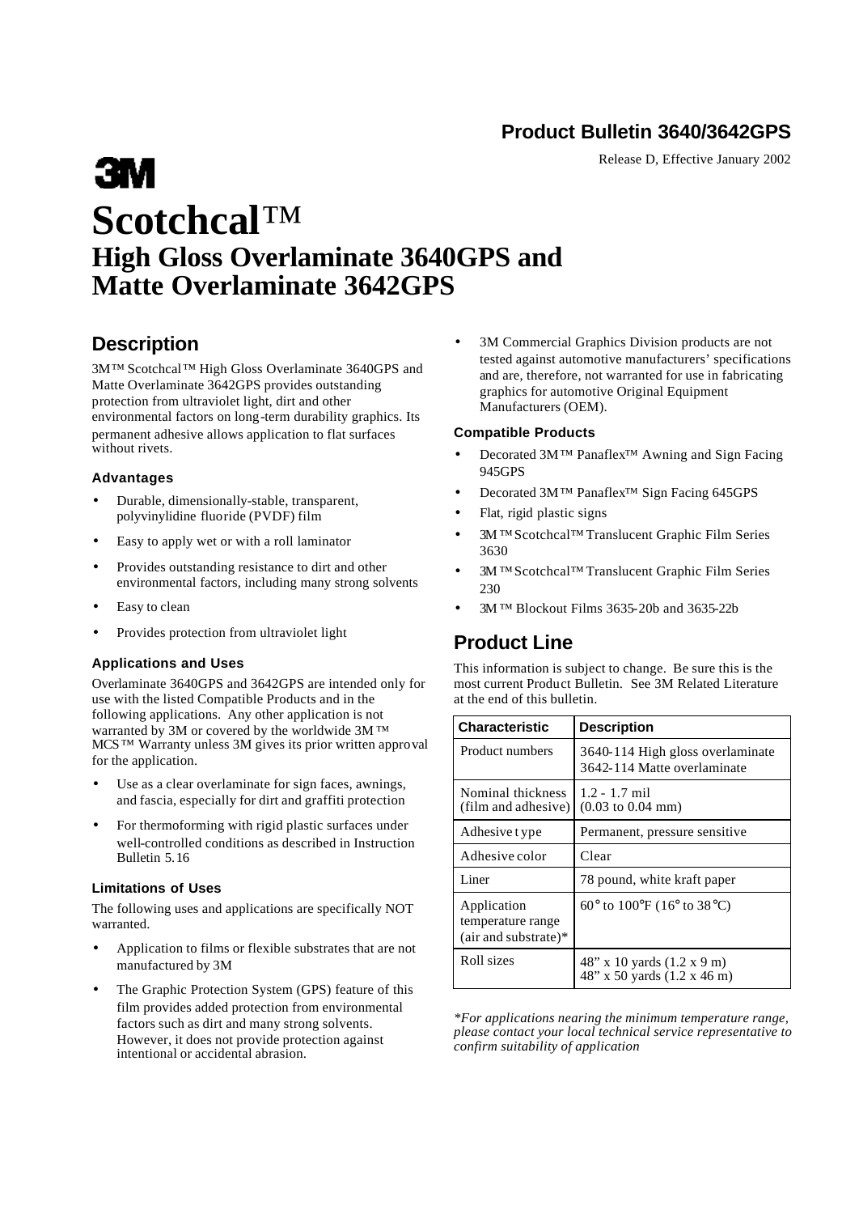**Product Bulletin 3640/3642GPS**

Release D, Effective January 2002

3M

# Scotchcal™
# High Gloss Overlaminate 3640GPS and Matte Overlaminate 3642GPS

## Description

3M™ Scotchcal™ High Gloss Overlaminate 3640GPS and Matte Overlaminate 3642GPS provides outstanding protection from ultraviolet light, dirt and other environmental factors on long-term durability graphics. Its permanent adhesive allows application to flat surfaces without rivets.

### Advantages

- Durable, dimensionally-stable, transparent, polyvinylidine fluoride (PVDF) film
- Easy to apply wet or with a roll laminator
- Provides outstanding resistance to dirt and other environmental factors, including many strong solvents
- Easy to clean
- Provides protection from ultraviolet light

### Applications and Uses

Overlaminate 3640GPS and 3642GPS are intended only for use with the listed Compatible Products and in the following applications. Any other application is not warranted by 3M or covered by the worldwide 3M™ MCS™ Warranty unless 3M gives its prior written approval for the application.

- Use as a clear overlaminate for sign faces, awnings, and fascia, especially for dirt and graffiti protection
- For thermoforming with rigid plastic surfaces under well-controlled conditions as described in Instruction Bulletin 5.16

### Limitations of Uses

The following uses and applications are specifically NOT warranted.

- Application to films or flexible substrates that are not manufactured by 3M
- The Graphic Protection System (GPS) feature of this film provides added protection from environmental factors such as dirt and many strong solvents. However, it does not provide protection against intentional or accidental abrasion.
- 3M Commercial Graphics Division products are not tested against automotive manufacturers' specifications and are, therefore, not warranted for use in fabricating graphics for automotive Original Equipment Manufacturers (OEM).

### Compatible Products

- Decorated 3M™ Panaflex™ Awning and Sign Facing 945GPS
- Decorated 3M™ Panaflex™ Sign Facing 645GPS
- Flat, rigid plastic signs
- 3M™ Scotchcal™ Translucent Graphic Film Series 3630
- 3M™ Scotchcal™ Translucent Graphic Film Series 230
- 3M™ Blockout Films 3635-20b and 3635-22b

## Product Line

This information is subject to change. Be sure this is the most current Product Bulletin. See 3M Related Literature at the end of this bulletin.

| Characteristic | Description |
|---|---|
| Product numbers | 3640-114 High gloss overlaminate<br>3642-114 Matte overlaminate |
| Nominal thickness (film and adhesive) | 1.2 - 1.7 mil<br>(0.03 to 0.04 mm) |
| Adhesive type | Permanent, pressure sensitive |
| Adhesive color | Clear |
| Liner | 78 pound, white kraft paper |
| Application temperature range (air and substrate)* | 60° to 100°F (16° to 38°C) |
| Roll sizes | 48" x 10 yards (1.2 x 9 m)<br>48" x 50 yards (1.2 x 46 m) |

*\*For applications nearing the minimum temperature range, please contact your local technical service representative to confirm suitability of application*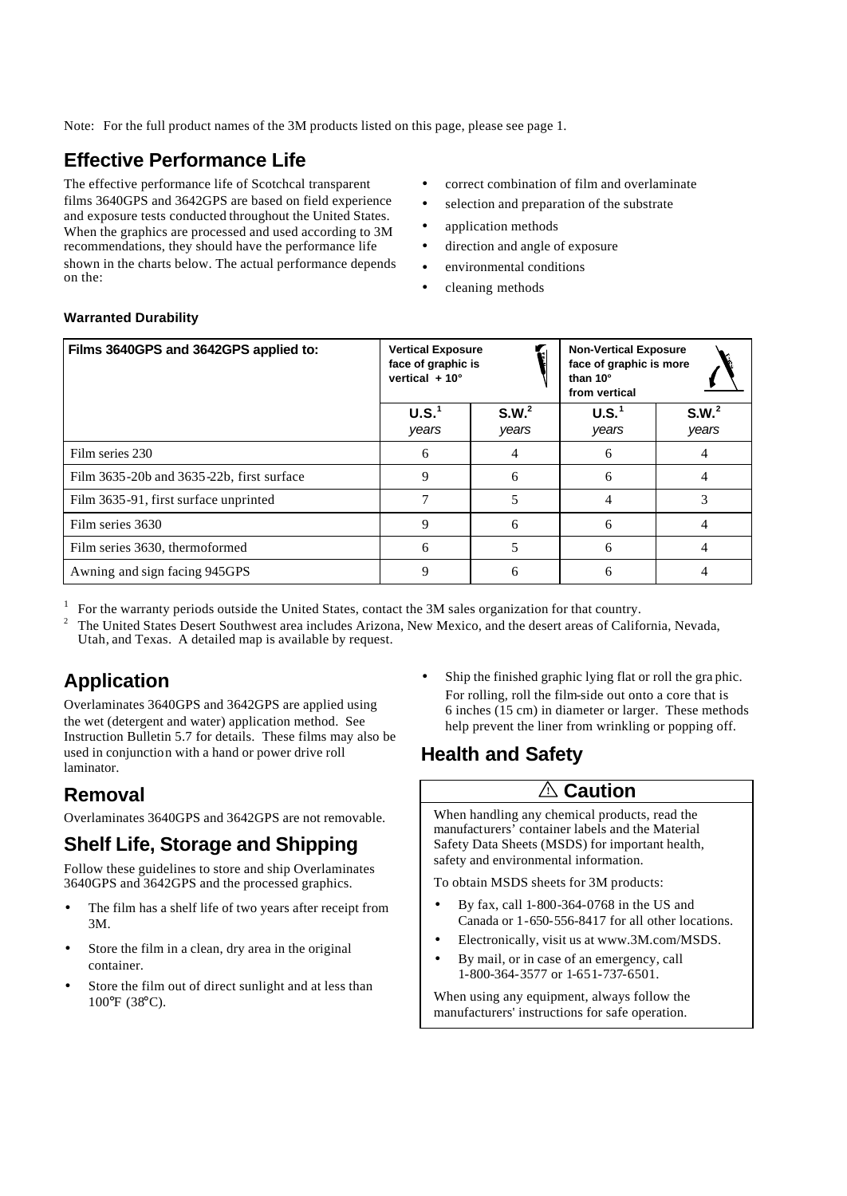Note: For the full product names of the 3M products listed on this page, please see page 1.

## Effective Performance Life

The effective performance life of Scotchcal transparent films 3640GPS and 3642GPS are based on field experience and exposure tests conducted throughout the United States. When the graphics are processed and used according to 3M recommendations, they should have the performance life shown in the charts below. The actual performance depends on the:

- correct combination of film and overlaminate
- selection and preparation of the substrate
- application methods
- direction and angle of exposure
- environmental conditions
- cleaning methods

#### Warranted Durability

| Films 3640GPS and 3642GPS applied to: | Vertical Exposure face of graphic is vertical + 10° | | Non-Vertical Exposure face of graphic is more than 10° from vertical | |
|---|---|---|---|---|
| | U.S.[1] *years* | S.W.[2] *years* | U.S.[1] *years* | S.W.[2] *years* |
| Film series 230 | 6 | 4 | 6 | 4 |
| Film 3635-20b and 3635-22b, first surface | 9 | 6 | 6 | 4 |
| Film 3635-91, first surface unprinted | 7 | 5 | 4 | 3 |
| Film series 3630 | 9 | 6 | 6 | 4 |
| Film series 3630, thermoformed | 6 | 5 | 6 | 4 |
| Awning and sign facing 945GPS | 9 | 6 | 6 | 4 |

[1] For the warranty periods outside the United States, contact the 3M sales organization for that country.

[2] The United States Desert Southwest area includes Arizona, New Mexico, and the desert areas of California, Nevada, Utah, and Texas. A detailed map is available by request.

## Application

Overlaminates 3640GPS and 3642GPS are applied using the wet (detergent and water) application method. See Instruction Bulletin 5.7 for details. These films may also be used in conjunction with a hand or power drive roll laminator.

## Removal

Overlaminates 3640GPS and 3642GPS are not removable.

## Shelf Life, Storage and Shipping

Follow these guidelines to store and ship Overlaminates 3640GPS and 3642GPS and the processed graphics.

- The film has a shelf life of two years after receipt from 3M.
- Store the film in a clean, dry area in the original container.
- Store the film out of direct sunlight and at less than 100°F (38°C).
- Ship the finished graphic lying flat or roll the graphic. For rolling, roll the film-side out onto a core that is 6 inches (15 cm) in diameter or larger. These methods help prevent the liner from wrinkling or popping off.

## Health and Safety

### ⚠ Caution

When handling any chemical products, read the manufacturers' container labels and the Material Safety Data Sheets (MSDS) for important health, safety and environmental information.

To obtain MSDS sheets for 3M products:

- By fax, call 1-800-364-0768 in the US and Canada or 1-650-556-8417 for all other locations.
- Electronically, visit us at www.3M.com/MSDS.
- By mail, or in case of an emergency, call 1-800-364-3577 or 1-651-737-6501.

When using any equipment, always follow the manufacturers' instructions for safe operation.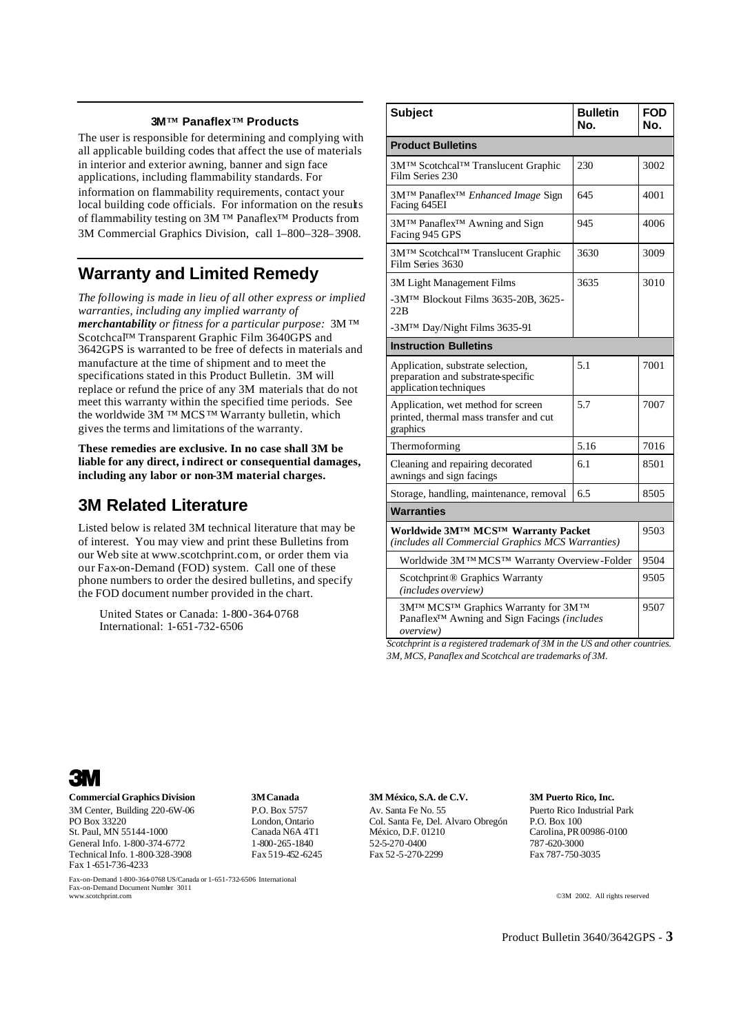### 3M™ Panaflex™ Products

The user is responsible for determining and complying with all applicable building codes that affect the use of materials in interior and exterior awning, banner and sign face applications, including flammability standards. For information on flammability requirements, contact your local building code officials. For information on the results of flammability testing on 3M ™ Panaflex™ Products from 3M Commercial Graphics Division, call 1–800–328–3908.

## Warranty and Limited Remedy

*The following is made in lieu of all other express or implied warranties, including any implied warranty of **merchantability** or fitness for a particular purpose:* 3M ™ Scotchcal™ Transparent Graphic Film 3640GPS and 3642GPS is warranted to be free of defects in materials and manufacture at the time of shipment and to meet the specifications stated in this Product Bulletin. 3M will replace or refund the price of any 3M materials that do not meet this warranty within the specified time periods. See the worldwide 3M ™ MCS ™ Warranty bulletin, which gives the terms and limitations of the warranty.

**These remedies are exclusive. In no case shall 3M be liable for any direct, indirect or consequential damages, including any labor or non-3M material charges.**

## 3M Related Literature

Listed below is related 3M technical literature that may be of interest. You may view and print these Bulletins from our Web site at www.scotchprint.com, or order them via our Fax-on-Demand (FOD) system. Call one of these phone numbers to order the desired bulletins, and specify the FOD document number provided in the chart.

United States or Canada: 1-800-364-0768
International: 1-651-732-6506

| Subject | Bulletin No. | FOD No. |
|---|---|---|
| **Product Bulletins** | | |
| 3M™ Scotchcal™ Translucent Graphic Film Series 230 | 230 | 3002 |
| 3M™ Panaflex™ *Enhanced Image* Sign Facing 645EI | 645 | 4001 |
| 3M™ Panaflex™ Awning and Sign Facing 945 GPS | 945 | 4006 |
| 3M™ Scotchcal™ Translucent Graphic Film Series 3630 | 3630 | 3009 |
| 3M Light Management Films<br>-3M™ Blockout Films 3635-20B, 3625-22B<br>-3M™ Day/Night Films 3635-91 | 3635 | 3010 |
| **Instruction Bulletins** | | |
| Application, substrate selection, preparation and substrate-specific application techniques | 5.1 | 7001 |
| Application, wet method for screen printed, thermal mass transfer and cut graphics | 5.7 | 7007 |
| Thermoforming | 5.16 | 7016 |
| Cleaning and repairing decorated awnings and sign facings | 6.1 | 8501 |
| Storage, handling, maintenance, removal | 6.5 | 8505 |
| **Warranties** | | |
| **Worldwide 3M™ MCS™ Warranty Packet** *(includes all Commercial Graphics MCS Warranties)* | | 9503 |
| Worldwide 3M ™ MCS™ Warranty Overview-Folder | | 9504 |
| Scotchprint® Graphics Warranty *(includes overview)* | | 9505 |
| 3M™ MCS™ Graphics Warranty for 3M™ Panaflex™ Awning and Sign Facings *(includes overview)* | | 9507 |

*Scotchprint is a registered trademark of 3M in the US and other countries. 3M, MCS, Panaflex and Scotchcal are trademarks of 3M.*

3M

**Commercial Graphics Division**
3M Center, Building 220-6W-06
PO Box 33220
St. Paul, MN 55144-1000
General Info. 1-800-374-6772
Technical Info. 1-800-328-3908
Fax 1-651-736-4233

**3M Canada**
P.O. Box 5757
London, Ontario
Canada N6A 4T1
1-800-265-1840
Fax 519-452-6245

**3M México, S.A. de C.V.**
Av. Santa Fe No. 55
Col. Santa Fe, Del. Alvaro Obregón
México, D.F. 01210
52-5-270-0400
Fax 52-5-270-2299

**3M Puerto Rico, Inc.**
Puerto Rico Industrial Park
P.O. Box 100
Carolina, PR 00986-0100
787-620-3000
Fax 787-750-3035

Fax-on-Demand 1-800-364-0768 US/Canada or 1-651-732-6506 International
Fax-on-Demand Document Number 3011
www.scotchprint.com

©3M 2002. All rights reserved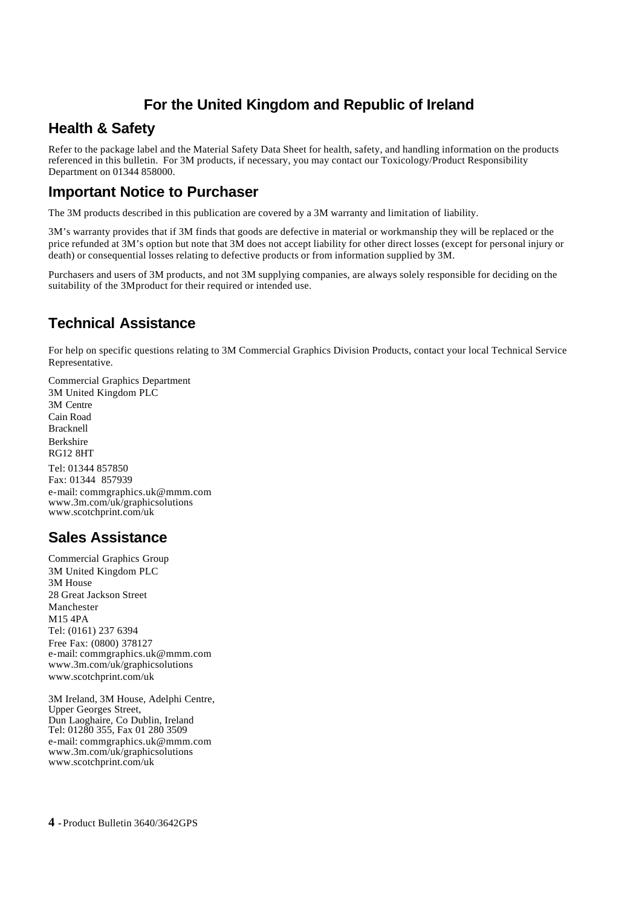# For the United Kingdom and Republic of Ireland

## Health & Safety

Refer to the package label and the Material Safety Data Sheet for health, safety, and handling information on the products referenced in this bulletin. For 3M products, if necessary, you may contact our Toxicology/Product Responsibility Department on 01344 858000.

## Important Notice to Purchaser

The 3M products described in this publication are covered by a 3M warranty and limitation of liability.

3M's warranty provides that if 3M finds that goods are defective in material or workmanship they will be replaced or the price refunded at 3M's option but note that 3M does not accept liability for other direct losses (except for personal injury or death) or consequential losses relating to defective products or from information supplied by 3M.

Purchasers and users of 3M products, and not 3M supplying companies, are always solely responsible for deciding on the suitability of the 3Mproduct for their required or intended use.

## Technical Assistance

For help on specific questions relating to 3M Commercial Graphics Division Products, contact your local Technical Service Representative.

Commercial Graphics Department
3M United Kingdom PLC
3M Centre
Cain Road
Bracknell
Berkshire
RG12 8HT

Tel: 01344 857850
Fax: 01344 857939
e-mail: commgraphics.uk@mmm.com
www.3m.com/uk/graphicsolutions
www.scotchprint.com/uk

## Sales Assistance

Commercial Graphics Group
3M United Kingdom PLC
3M House
28 Great Jackson Street
Manchester
M15 4PA
Tel: (0161) 237 6394
Free Fax: (0800) 378127
e-mail: commgraphics.uk@mmm.com
www.3m.com/uk/graphicsolutions
www.scotchprint.com/uk

3M Ireland, 3M House, Adelphi Centre,
Upper Georges Street,
Dun Laoghaire, Co Dublin, Ireland
Tel: 01280 355, Fax 01 280 3509
e-mail: commgraphics.uk@mmm.com
www.3m.com/uk/graphicsolutions
www.scotchprint.com/uk